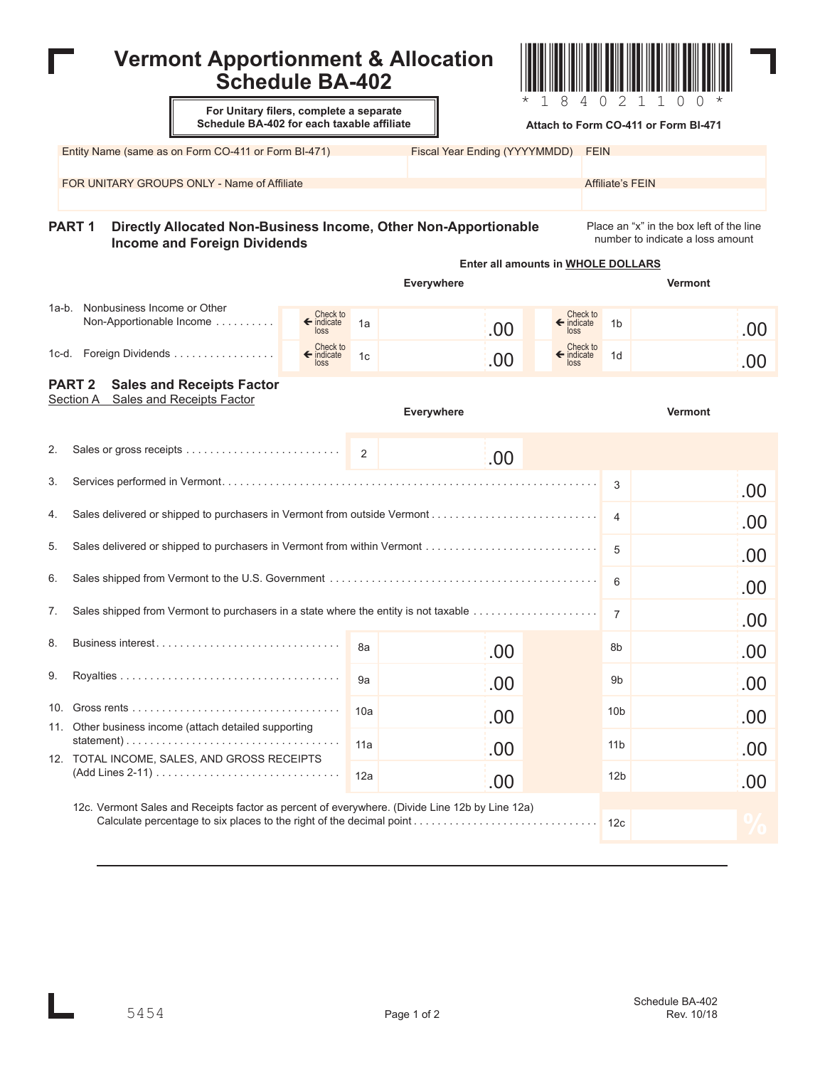# Vermont Apportionment & Allocation Schedule BA-402

\* 1 8 4 0 2 1 1 0 0 \*

**For Unitary filers, complete a separate Schedule BA-402 for each taxable affiliate**

**Attach to Form CO-411 or Form BI-471**

| Entity Name (same as on Form CO-411 or Form BI-471) | Fiscal Year Ending (YYYYMMDD) | FEIN |
|---|---|---|
| | | |

| FOR UNITARY GROUPS ONLY - Name of Affiliate | Affiliate's FEIN |
|---|---|
| | |

## PART 1 Directly Allocated Non-Business Income, Other Non-Apportionable Income and Foreign Dividends

Place an "x" in the box left of the line number to indicate a loss amount

**Enter all amounts in WHOLE DOLLARS**

| | | Everywhere | | Vermont |
|---|---|---|---|---|
| 1a-b. Nonbusiness Income or Other Non-Apportionable Income | ☐ ← Check to indicate loss 1a | .00 | ☐ ← Check to indicate loss 1b | .00 |
| 1c-d. Foreign Dividends | ☐ ← Check to indicate loss 1c | .00 | ☐ ← Check to indicate loss 1d | .00 |

## PART 2 Sales and Receipts Factor

Section A Sales and Receipts Factor

| | | | Everywhere | | Vermont |
|---|---|---|---|---|---|
| 2. | Sales or gross receipts | 2 | .00 | | |
| 3. | Services performed in Vermont | | | 3 | .00 |
| 4. | Sales delivered or shipped to purchasers in Vermont from outside Vermont | | | 4 | .00 |
| 5. | Sales delivered or shipped to purchasers in Vermont from within Vermont | | | 5 | .00 |
| 6. | Sales shipped from Vermont to the U.S. Government | | | 6 | .00 |
| 7. | Sales shipped from Vermont to purchasers in a state where the entity is not taxable | | | 7 | .00 |
| 8. | Business interest | 8a | .00 | 8b | .00 |
| 9. | Royalties | 9a | .00 | 9b | .00 |
| 10. | Gross rents | 10a | .00 | 10b | .00 |
| 11. | Other business income (attach detailed supporting statement) | 11a | .00 | 11b | .00 |
| 12. | TOTAL INCOME, SALES, AND GROSS RECEIPTS (Add Lines 2-11) | 12a | .00 | 12b | .00 |
| | 12c. Vermont Sales and Receipts factor as percent of everywhere. (Divide Line 12b by Line 12a) Calculate percentage to six places to the right of the decimal point | | | 12c | % |

5454

Schedule BA-402
Rev. 10/18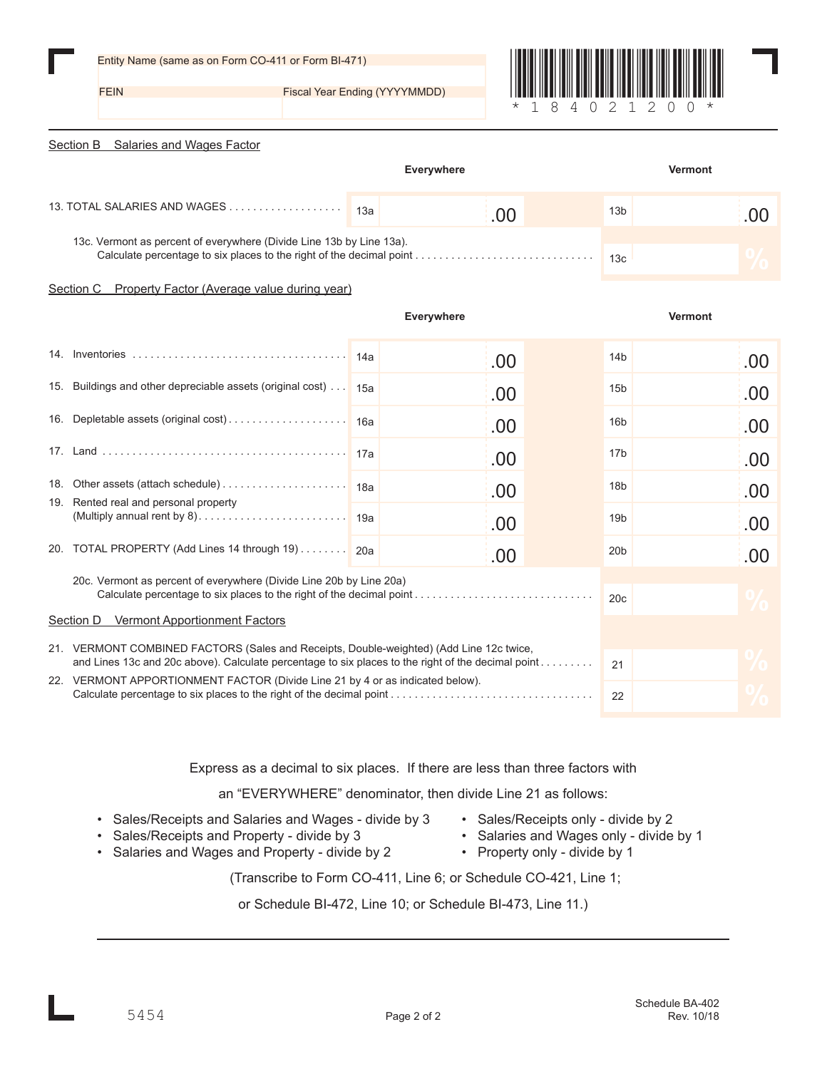Entity Name (same as on Form CO-411 or Form BI-471)

| FEIN | Fiscal Year Ending (YYYYMMDD) |
|---|---|
| | |

\* 1 8 4 0 2 1 2 0 0 \*

## Section B Salaries and Wages Factor

| | | Everywhere | | Vermont |
|---|---|---|---|---|
| 13. TOTAL SALARIES AND WAGES | 13a | .00 | 13b | .00 |
| 13c. Vermont as percent of everywhere (Divide Line 13b by Line 13a). Calculate percentage to six places to the right of the decimal point | | | 13c | % |

## Section C Property Factor (Average value during year)

| | | Everywhere | | Vermont |
|---|---|---|---|---|
| 14. Inventories | 14a | .00 | 14b | .00 |
| 15. Buildings and other depreciable assets (original cost) | 15a | .00 | 15b | .00 |
| 16. Depletable assets (original cost) | 16a | .00 | 16b | .00 |
| 17. Land | 17a | .00 | 17b | .00 |
| 18. Other assets (attach schedule) | 18a | .00 | 18b | .00 |
| 19. Rented real and personal property (Multiply annual rent by 8) | 19a | .00 | 19b | .00 |
| 20. TOTAL PROPERTY (Add Lines 14 through 19) | 20a | .00 | 20b | .00 |
| 20c. Vermont as percent of everywhere (Divide Line 20b by Line 20a) Calculate percentage to six places to the right of the decimal point | | | 20c | % |

## Section D Vermont Apportionment Factors

| | | |
|---|---|---|
| 21. VERMONT COMBINED FACTORS (Sales and Receipts, Double-weighted) (Add Line 12c twice, and Lines 13c and 20c above). Calculate percentage to six places to the right of the decimal point | 21 | % |
| 22. VERMONT APPORTIONMENT FACTOR (Divide Line 21 by 4 or as indicated below). Calculate percentage to six places to the right of the decimal point | 22 | % |

Express as a decimal to six places. If there are less than three factors with an "EVERYWHERE" denominator, then divide Line 21 as follows:

- Sales/Receipts and Salaries and Wages - divide by 3
- Sales/Receipts and Property - divide by 3
- Salaries and Wages and Property - divide by 2
- Sales/Receipts only - divide by 2
- Salaries and Wages only - divide by 1
- Property only - divide by 1

(Transcribe to Form CO-411, Line 6; or Schedule CO-421, Line 1; or Schedule BI-472, Line 10; or Schedule BI-473, Line 11.)

5454

Schedule BA-402
Rev. 10/18